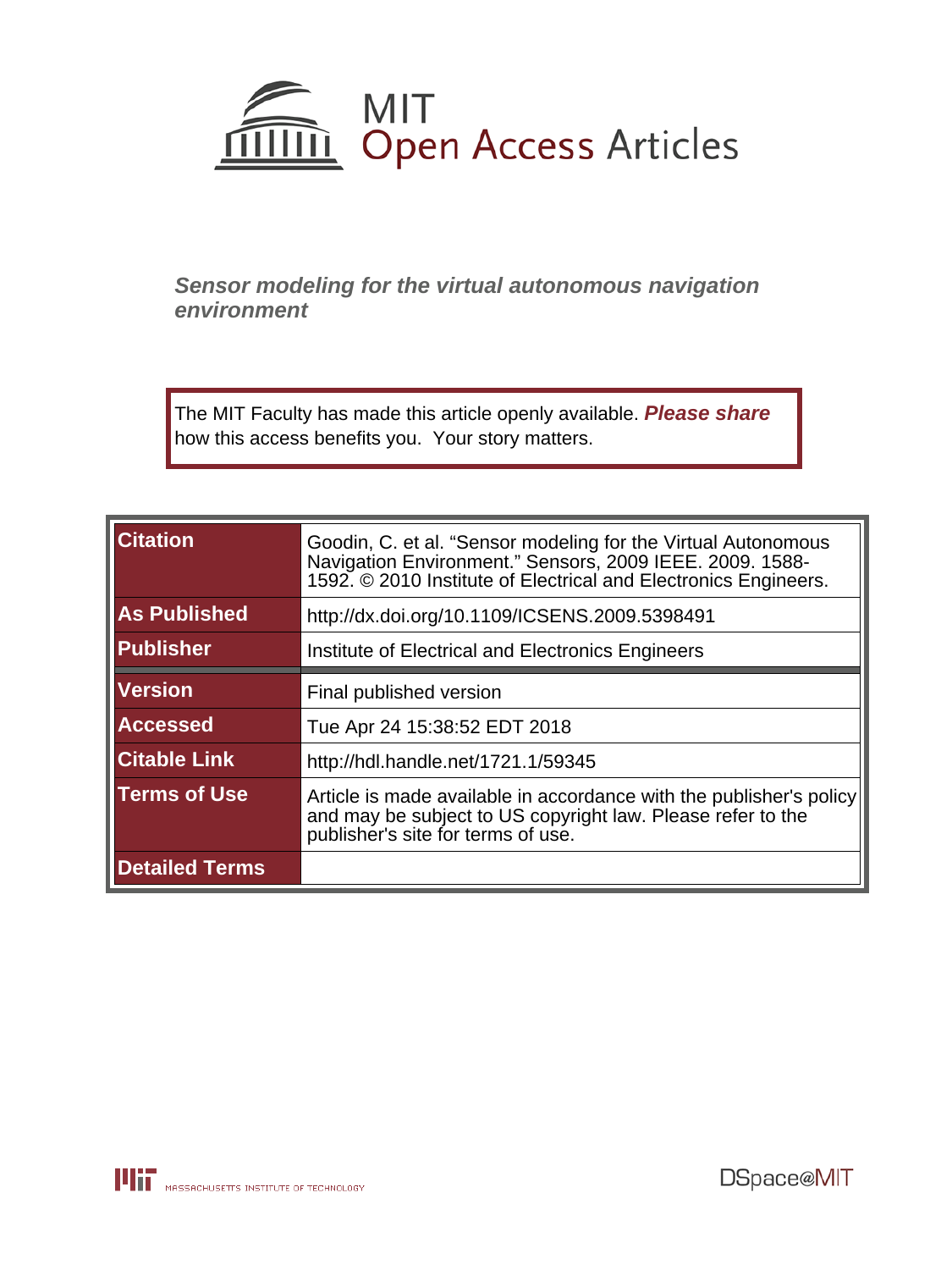# MIT Open Access Articles

## *Sensor modeling for the virtual autonomous navigation environment*

The MIT Faculty has made this article openly available. ***Please share*** how this access benefits you. Your story matters.

| | |
|---|---|
| **Citation** | Goodin, C. et al. "Sensor modeling for the Virtual Autonomous Navigation Environment." Sensors, 2009 IEEE. 2009. 1588-1592. © 2010 Institute of Electrical and Electronics Engineers. |
| **As Published** | http://dx.doi.org/10.1109/ICSENS.2009.5398491 |
| **Publisher** | Institute of Electrical and Electronics Engineers |
| **Version** | Final published version |
| **Accessed** | Tue Apr 24 15:38:52 EDT 2018 |
| **Citable Link** | http://hdl.handle.net/1721.1/59345 |
| **Terms of Use** | Article is made available in accordance with the publisher's policy and may be subject to US copyright law. Please refer to the publisher's site for terms of use. |
| **Detailed Terms** | |

MASSACHUSETTS INSTITUTE OF TECHNOLOGY

DSpace@MIT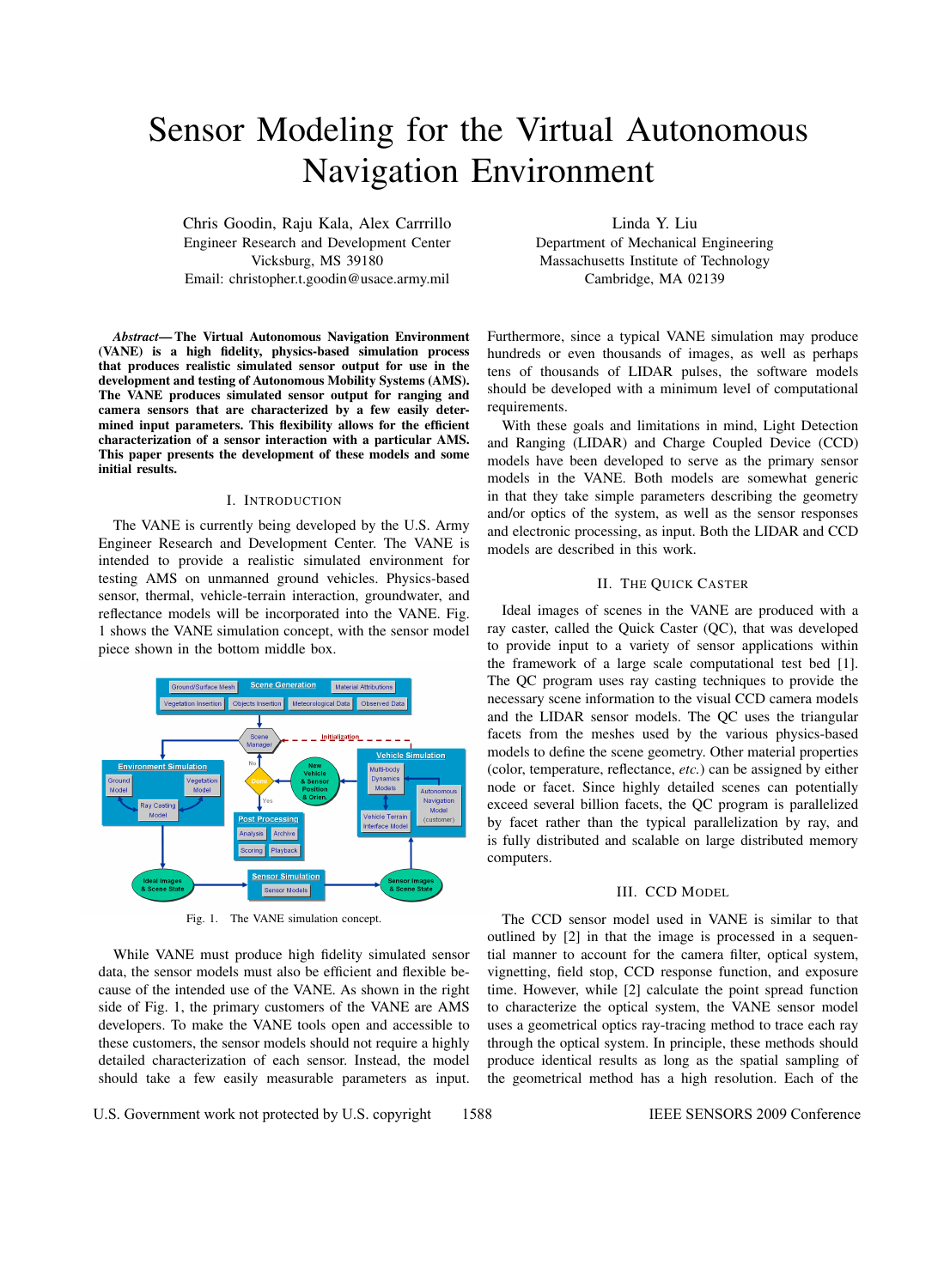# Sensor Modeling for the Virtual Autonomous Navigation Environment

Chris Goodin, Raju Kala, Alex Carrrillo
Engineer Research and Development Center
Vicksburg, MS 39180
Email: christopher.t.goodin@usace.army.mil

Linda Y. Liu
Department of Mechanical Engineering
Massachusetts Institute of Technology
Cambridge, MA 02139

***Abstract*— The Virtual Autonomous Navigation Environment (VANE) is a high fidelity, physics-based simulation process that produces realistic simulated sensor output for use in the development and testing of Autonomous Mobility Systems (AMS). The VANE produces simulated sensor output for ranging and camera sensors that are characterized by a few easily determined input parameters. This flexibility allows for the efficient characterization of a sensor interaction with a particular AMS. This paper presents the development of these models and some initial results.**

## I. Introduction

The VANE is currently being developed by the U.S. Army Engineer Research and Development Center. The VANE is intended to provide a realistic simulated environment for testing AMS on unmanned ground vehicles. Physics-based sensor, thermal, vehicle-terrain interaction, groundwater, and reflectance models will be incorporated into the VANE. Fig. 1 shows the VANE simulation concept, with the sensor model piece shown in the bottom middle box.

Scene Generation
Ground/Surface Mesh
Material Attributions
Vegetation Insertion
Objects Insertion
Meteorological Data
Observed Data
Scene Manager
Initialization
Environment Simulation
Ground Model
Vegetation Model
Ray Casting Model
No
Done
Yes
New Vehicle & Sensor Position & Orien.
Vehicle Simulation
Multi-body Dynamics Models
Autonomous Navigation Model (customer)
Vehicle Terrain Interface Model
Post Processing
Analysis
Archive
Scoring
Playback
Ideal Images & Scene State
Sensor Simulation
Sensor Models
Sensor Images & Scene State

Fig. 1. The VANE simulation concept.

While VANE must produce high fidelity simulated sensor data, the sensor models must also be efficient and flexible because of the intended use of the VANE. As shown in the right side of Fig. 1, the primary customers of the VANE are AMS developers. To make the VANE tools open and accessible to these customers, the sensor models should not require a highly detailed characterization of each sensor. Instead, the model should take a few easily measurable parameters as input. Furthermore, since a typical VANE simulation may produce hundreds or even thousands of images, as well as perhaps tens of thousands of LIDAR pulses, the software models should be developed with a minimum level of computational requirements.

With these goals and limitations in mind, Light Detection and Ranging (LIDAR) and Charge Coupled Device (CCD) models have been developed to serve as the primary sensor models in the VANE. Both models are somewhat generic in that they take simple parameters describing the geometry and/or optics of the system, as well as the sensor responses and electronic processing, as input. Both the LIDAR and CCD models are described in this work.

## II. The Quick Caster

Ideal images of scenes in the VANE are produced with a ray caster, called the Quick Caster (QC), that was developed to provide input to a variety of sensor applications within the framework of a large scale computational test bed [1]. The QC program uses ray casting techniques to provide the necessary scene information to the visual CCD camera models and the LIDAR sensor models. The QC uses the triangular facets from the meshes used by the various physics-based models to define the scene geometry. Other material properties (color, temperature, reflectance, *etc.*) can be assigned by either node or facet. Since highly detailed scenes can potentially exceed several billion facets, the QC program is parallelized by facet rather than the typical parallelization by ray, and is fully distributed and scalable on large distributed memory computers.

## III. CCD Model

The CCD sensor model used in VANE is similar to that outlined by [2] in that the image is processed in a sequential manner to account for the camera filter, optical system, vignetting, field stop, CCD response function, and exposure time. However, while [2] calculate the point spread function to characterize the optical system, the VANE sensor model uses a geometrical optics ray-tracing method to trace each ray through the optical system. In principle, these methods should produce identical results as long as the spatial sampling of the geometrical method has a high resolution. Each of the

U.S. Government work not protected by U.S. copyright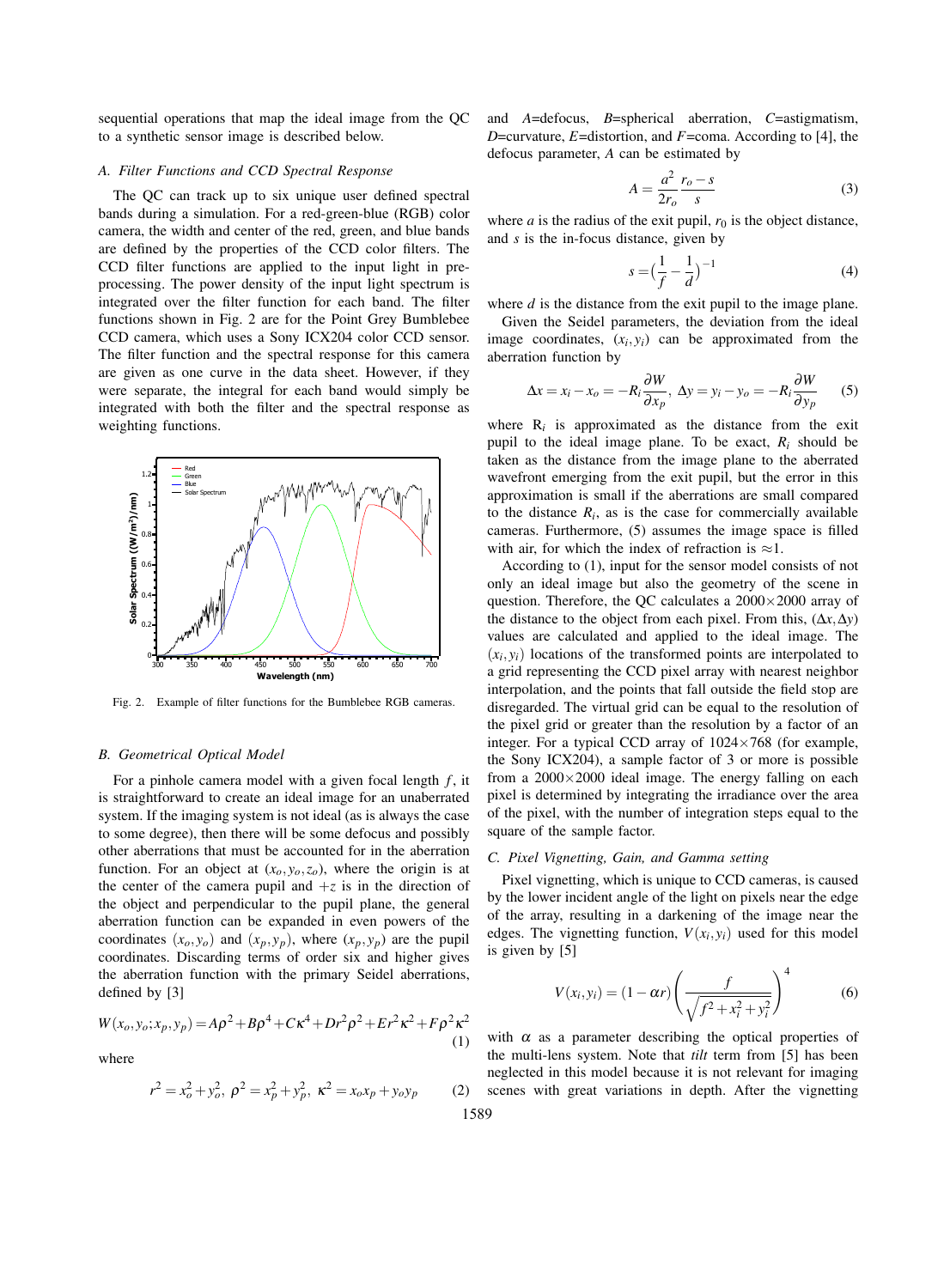sequential operations that map the ideal image from the QC to a synthetic sensor image is described below.

### A. Filter Functions and CCD Spectral Response

The QC can track up to six unique user defined spectral bands during a simulation. For a red-green-blue (RGB) color camera, the width and center of the red, green, and blue bands are defined by the properties of the CCD color filters. The CCD filter functions are applied to the input light in pre-processing. The power density of the input light spectrum is integrated over the filter function for each band. The filter functions shown in Fig. 2 are for the Point Grey Bumblebee CCD camera, which uses a Sony ICX204 color CCD sensor. The filter function and the spectral response for this camera are given as one curve in the data sheet. However, if they were separate, the integral for each band would simply be integrated with both the filter and the spectral response as weighting functions.

Fig. 2. Example of filter functions for the Bumblebee RGB cameras.

### B. Geometrical Optical Model

For a pinhole camera model with a given focal length $f$, it is straightforward to create an ideal image for an unaberrated system. If the imaging system is not ideal (as is always the case to some degree), then there will be some defocus and possibly other aberrations that must be accounted for in the aberration function. For an object at $(x_o, y_o, z_o)$, where the origin is at the center of the camera pupil and $+z$ is in the direction of the object and perpendicular to the pupil plane, the general aberration function can be expanded in even powers of the coordinates $(x_o, y_o)$ and $(x_p, y_p)$, where $(x_p, y_p)$ are the pupil coordinates. Discarding terms of order six and higher gives the aberration function with the primary Seidel aberrations, defined by [3]

$$W(x_o, y_o; x_p, y_p) = A\rho^2 + B\rho^4 + C\kappa^4 + Dr^2\rho^2 + Er^2\kappa^2 + F\rho^2\kappa^2 \tag{1}$$

where

$$r^2 = x_o^2 + y_o^2,\ \rho^2 = x_p^2 + y_p^2,\ \kappa^2 = x_o x_p + y_o y_p \tag{2}$$

and $A$=defocus, $B$=spherical aberration, $C$=astigmatism, $D$=curvature, $E$=distortion, and $F$=coma. According to [4], the defocus parameter, $A$ can be estimated by

$$A = \frac{a^2}{2r_o}\frac{r_o - s}{s} \tag{3}$$

where $a$ is the radius of the exit pupil, $r_0$ is the object distance, and $s$ is the in-focus distance, given by

$$s = \Big(\frac{1}{f} - \frac{1}{d}\Big)^{-1} \tag{4}$$

where $d$ is the distance from the exit pupil to the image plane.

Given the Seidel parameters, the deviation from the ideal image coordinates, $(x_i, y_i)$ can be approximated from the aberration function by

$$\Delta x = x_i - x_o = -R_i\frac{\partial W}{\partial x_p},\ \Delta y = y_i - y_o = -R_i\frac{\partial W}{\partial y_p} \tag{5}$$

where $R_i$ is approximated as the distance from the exit pupil to the ideal image plane. To be exact, $R_i$ should be taken as the distance from the image plane to the aberrated wavefront emerging from the exit pupil, but the error in this approximation is small if the aberrations are small compared to the distance $R_i$, as is the case for commercially available cameras. Furthermore, (5) assumes the image space is filled with air, for which the index of refraction is $\approx$1.

According to (1), input for the sensor model consists of not only an ideal image but also the geometry of the scene in question. Therefore, the QC calculates a 2000$\times$2000 array of the distance to the object from each pixel. From this, $(\Delta x, \Delta y)$ values are calculated and applied to the ideal image. The $(x_i, y_i)$ locations of the transformed points are interpolated to a grid representing the CCD pixel array with nearest neighbor interpolation, and the points that fall outside the field stop are disregarded. The virtual grid can be equal to the resolution of the pixel grid or greater than the resolution by a factor of an integer. For a typical CCD array of 1024$\times$768 (for example, the Sony ICX204), a sample factor of 3 or more is possible from a 2000$\times$2000 ideal image. The energy falling on each pixel is determined by integrating the irradiance over the area of the pixel, with the number of integration steps equal to the square of the sample factor.

### C. Pixel Vignetting, Gain, and Gamma setting

Pixel vignetting, which is unique to CCD cameras, is caused by the lower incident angle of the light on pixels near the edge of the array, resulting in a darkening of the image near the edges. The vignetting function, $V(x_i, y_i)$ used for this model is given by [5]

$$V(x_i, y_i) = (1 - \alpha r)\left(\frac{f}{\sqrt{f^2 + x_i^2 + y_i^2}}\right)^4 \tag{6}$$

with $\alpha$ as a parameter describing the optical properties of the multi-lens system. Note that *tilt* term from [5] has been neglected in this model because it is not relevant for imaging scenes with great variations in depth. After the vignetting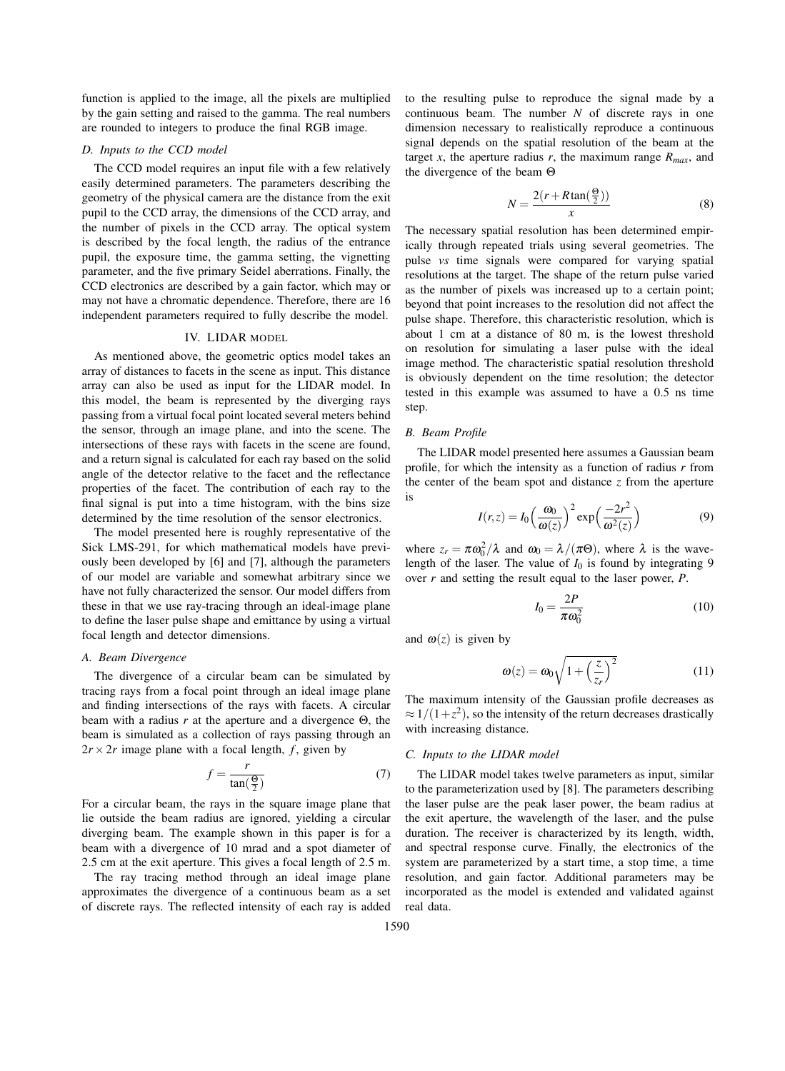function is applied to the image, all the pixels are multiplied by the gain setting and raised to the gamma. The real numbers are rounded to integers to produce the final RGB image.

### D. Inputs to the CCD model

The CCD model requires an input file with a few relatively easily determined parameters. The parameters describing the geometry of the physical camera are the distance from the exit pupil to the CCD array, the dimensions of the CCD array, and the number of pixels in the CCD array. The optical system is described by the focal length, the radius of the entrance pupil, the exposure time, the gamma setting, the vignetting parameter, and the five primary Seidel aberrations. Finally, the CCD electronics are described by a gain factor, which may or may not have a chromatic dependence. Therefore, there are 16 independent parameters required to fully describe the model.

## IV. LIDAR MODEL

As mentioned above, the geometric optics model takes an array of distances to facets in the scene as input. This distance array can also be used as input for the LIDAR model. In this model, the beam is represented by the diverging rays passing from a virtual focal point located several meters behind the sensor, through an image plane, and into the scene. The intersections of these rays with facets in the scene are found, and a return signal is calculated for each ray based on the solid angle of the detector relative to the facet and the reflectance properties of the facet. The contribution of each ray to the final signal is put into a time histogram, with the bins size determined by the time resolution of the sensor electronics.

The model presented here is roughly representative of the Sick LMS-291, for which mathematical models have previously been developed by [6] and [7], although the parameters of our model are variable and somewhat arbitrary since we have not fully characterized the sensor. Our model differs from these in that we use ray-tracing through an ideal-image plane to define the laser pulse shape and emittance by using a virtual focal length and detector dimensions.

### A. Beam Divergence

The divergence of a circular beam can be simulated by tracing rays from a focal point through an ideal image plane and finding intersections of the rays with facets. A circular beam with a radius $r$ at the aperture and a divergence $\Theta$, the beam is simulated as a collection of rays passing through an $2r \times 2r$ image plane with a focal length, $f$, given by

$$f = \frac{r}{\tan(\frac{\Theta}{2})} \tag{7}$$

For a circular beam, the rays in the square image plane that lie outside the beam radius are ignored, yielding a circular diverging beam. The example shown in this paper is for a beam with a divergence of 10 mrad and a spot diameter of 2.5 cm at the exit aperture. This gives a focal length of 2.5 m.

The ray tracing method through an ideal image plane approximates the divergence of a continuous beam as a set of discrete rays. The reflected intensity of each ray is added to the resulting pulse to reproduce the signal made by a continuous beam. The number $N$ of discrete rays in one dimension necessary to realistically reproduce a continuous signal depends on the spatial resolution of the beam at the target $x$, the aperture radius $r$, the maximum range $R_{max}$, and the divergence of the beam $\Theta$

$$N = \frac{2(r + R\tan(\frac{\Theta}{2}))}{x} \tag{8}$$

The necessary spatial resolution has been determined empirically through repeated trials using several geometries. The pulse *vs* time signals were compared for varying spatial resolutions at the target. The shape of the return pulse varied as the number of pixels was increased up to a certain point; beyond that point increases to the resolution did not affect the pulse shape. Therefore, this characteristic resolution, which is about 1 cm at a distance of 80 m, is the lowest threshold on resolution for simulating a laser pulse with the ideal image method. The characteristic spatial resolution threshold is obviously dependent on the time resolution; the detector tested in this example was assumed to have a 0.5 ns time step.

### B. Beam Profile

The LIDAR model presented here assumes a Gaussian beam profile, for which the intensity as a function of radius $r$ from the center of the beam spot and distance $z$ from the aperture is

$$I(r,z) = I_0\Big(\frac{\omega_0}{\omega(z)}\Big)^2 \exp\Big(\frac{-2r^2}{\omega^2(z)}\Big) \tag{9}$$

where $z_r = \pi\omega_0^2/\lambda$ and $\omega_0 = \lambda/(\pi\Theta)$, where $\lambda$ is the wavelength of the laser. The value of $I_0$ is found by integrating 9 over $r$ and setting the result equal to the laser power, $P$.

$$I_0 = \frac{2P}{\pi\omega_0^2} \tag{10}$$

and $\omega(z)$ is given by

$$\omega(z) = \omega_0\sqrt{1 + \Big(\frac{z}{z_r}\Big)^2} \tag{11}$$

The maximum intensity of the Gaussian profile decreases as $\approx 1/(1+z^2)$, so the intensity of the return decreases drastically with increasing distance.

### C. Inputs to the LIDAR model

The LIDAR model takes twelve parameters as input, similar to the parameterization used by [8]. The parameters describing the laser pulse are the peak laser power, the beam radius at the exit aperture, the wavelength of the laser, and the pulse duration. The receiver is characterized by its length, width, and spectral response curve. Finally, the electronics of the system are parameterized by a start time, a stop time, a time resolution, and gain factor. Additional parameters may be incorporated as the model is extended and validated against real data.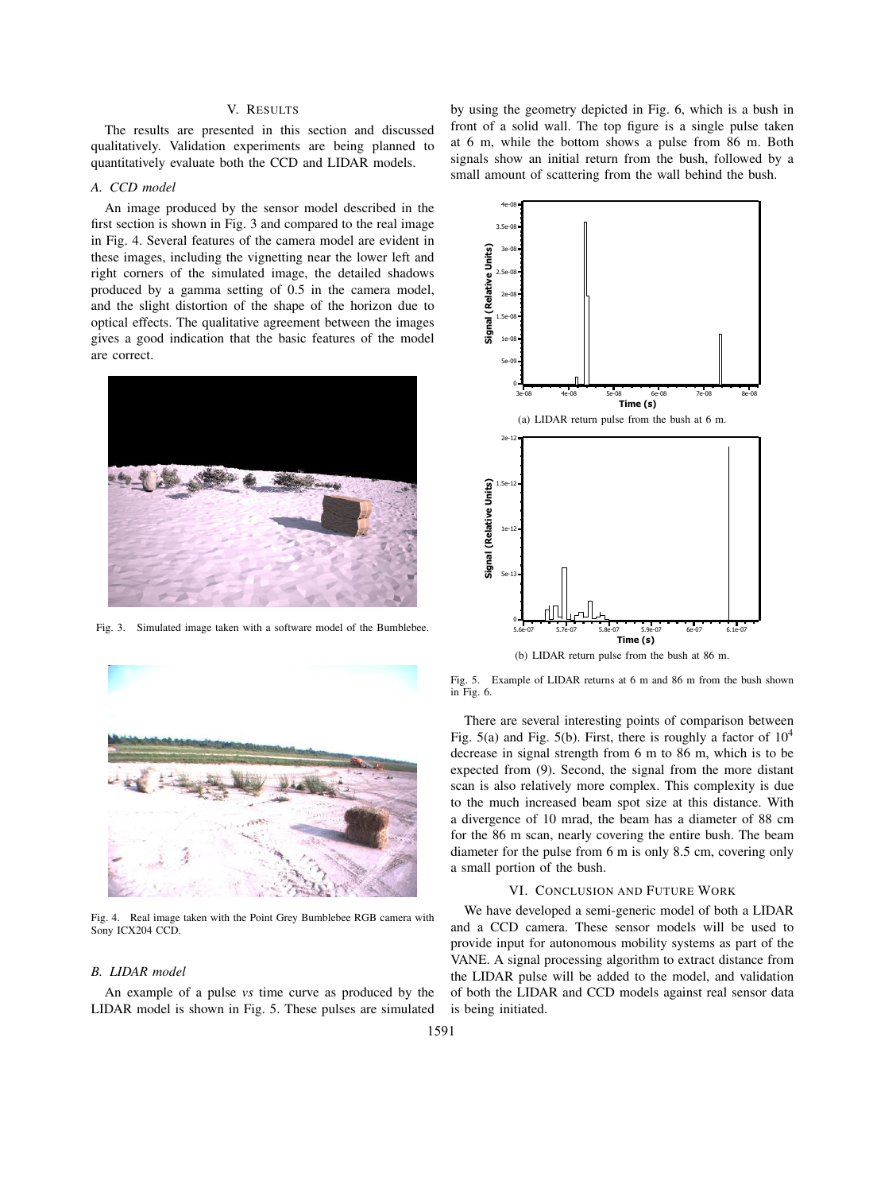## V. Results

The results are presented in this section and discussed qualitatively. Validation experiments are being planned to quantitatively evaluate both the CCD and LIDAR models.

### A. CCD model

An image produced by the sensor model described in the first section is shown in Fig. 3 and compared to the real image in Fig. 4. Several features of the camera model are evident in these images, including the vignetting near the lower left and right corners of the simulated image, the detailed shadows produced by a gamma setting of 0.5 in the camera model, and the slight distortion of the shape of the horizon due to optical effects. The qualitative agreement between the images gives a good indication that the basic features of the model are correct.

Fig. 3. Simulated image taken with a software model of the Bumblebee.

Fig. 4. Real image taken with the Point Grey Bumblebee RGB camera with Sony ICX204 CCD.

### B. LIDAR model

An example of a pulse *vs* time curve as produced by the LIDAR model is shown in Fig. 5. These pulses are simulated by using the geometry depicted in Fig. 6, which is a bush in front of a solid wall. The top figure is a single pulse taken at 6 m, while the bottom shows a pulse from 86 m. Both signals show an initial return from the bush, followed by a small amount of scattering from the wall behind the bush.

(a) LIDAR return pulse from the bush at 6 m.

(b) LIDAR return pulse from the bush at 86 m.

Fig. 5. Example of LIDAR returns at 6 m and 86 m from the bush shown in Fig. 6.

There are several interesting points of comparison between Fig. 5(a) and Fig. 5(b). First, there is roughly a factor of $10^4$ decrease in signal strength from 6 m to 86 m, which is to be expected from (9). Second, the signal from the more distant scan is also relatively more complex. This complexity is due to the much increased beam spot size at this distance. With a divergence of 10 mrad, the beam has a diameter of 88 cm for the 86 m scan, nearly covering the entire bush. The beam diameter for the pulse from 6 m is only 8.5 cm, covering only a small portion of the bush.

## VI. Conclusion and Future Work

We have developed a semi-generic model of both a LIDAR and a CCD camera. These sensor models will be used to provide input for autonomous mobility systems as part of the VANE. A signal processing algorithm to extract distance from the LIDAR pulse will be added to the model, and validation of both the LIDAR and CCD models against real sensor data is being initiated.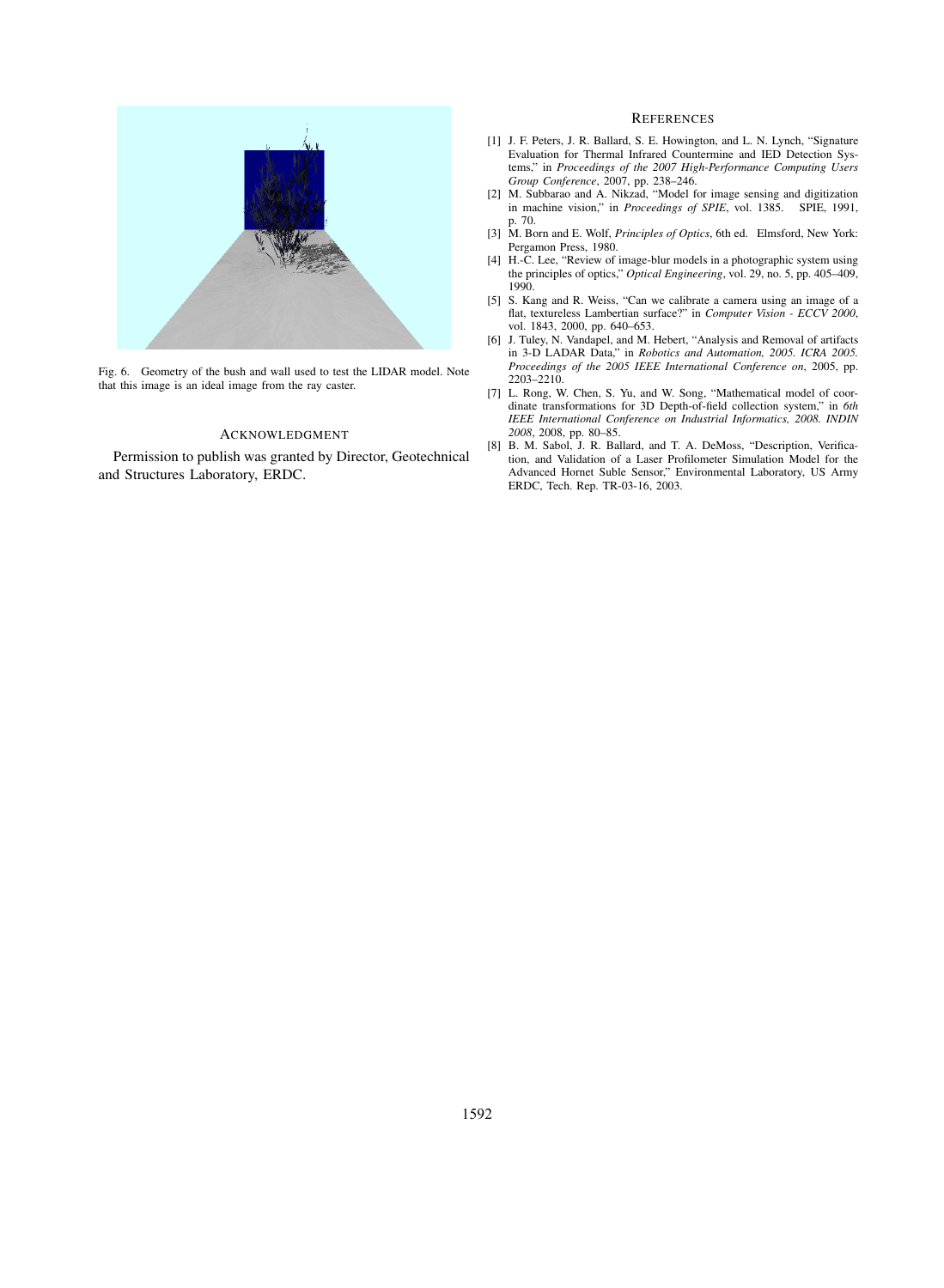Fig. 6. Geometry of the bush and wall used to test the LIDAR model. Note that this image is an ideal image from the ray caster.

## ACKNOWLEDGMENT

Permission to publish was granted by Director, Geotechnical and Structures Laboratory, ERDC.

## REFERENCES

[1] J. F. Peters, J. R. Ballard, S. E. Howington, and L. N. Lynch, "Signature Evaluation for Thermal Infrared Countermine and IED Detection Systems," in *Proceedings of the 2007 High-Performance Computing Users Group Conference*, 2007, pp. 238–246.

[2] M. Subbarao and A. Nikzad, "Model for image sensing and digitization in machine vision," in *Proceedings of SPIE*, vol. 1385. SPIE, 1991, p. 70.

[3] M. Born and E. Wolf, *Principles of Optics*, 6th ed. Elmsford, New York: Pergamon Press, 1980.

[4] H.-C. Lee, "Review of image-blur models in a photographic system using the principles of optics," *Optical Engineering*, vol. 29, no. 5, pp. 405–409, 1990.

[5] S. Kang and R. Weiss, "Can we calibrate a camera using an image of a flat, textureless Lambertian surface?" in *Computer Vision - ECCV 2000*, vol. 1843, 2000, pp. 640–653.

[6] J. Tuley, N. Vandapel, and M. Hebert, "Analysis and Removal of artifacts in 3-D LADAR Data," in *Robotics and Automation, 2005. ICRA 2005. Proceedings of the 2005 IEEE International Conference on*, 2005, pp. 2203–2210.

[7] L. Rong, W. Chen, S. Yu, and W. Song, "Mathematical model of coordinate transformations for 3D Depth-of-field collection system," in *6th IEEE International Conference on Industrial Informatics, 2008. INDIN 2008*, 2008, pp. 80–85.

[8] B. M. Sabol, J. R. Ballard, and T. A. DeMoss, "Description, Verification, and Validation of a Laser Profilometer Simulation Model for the Advanced Hornet Suble Sensor," Environmental Laboratory, US Army ERDC, Tech. Rep. TR-03-16, 2003.